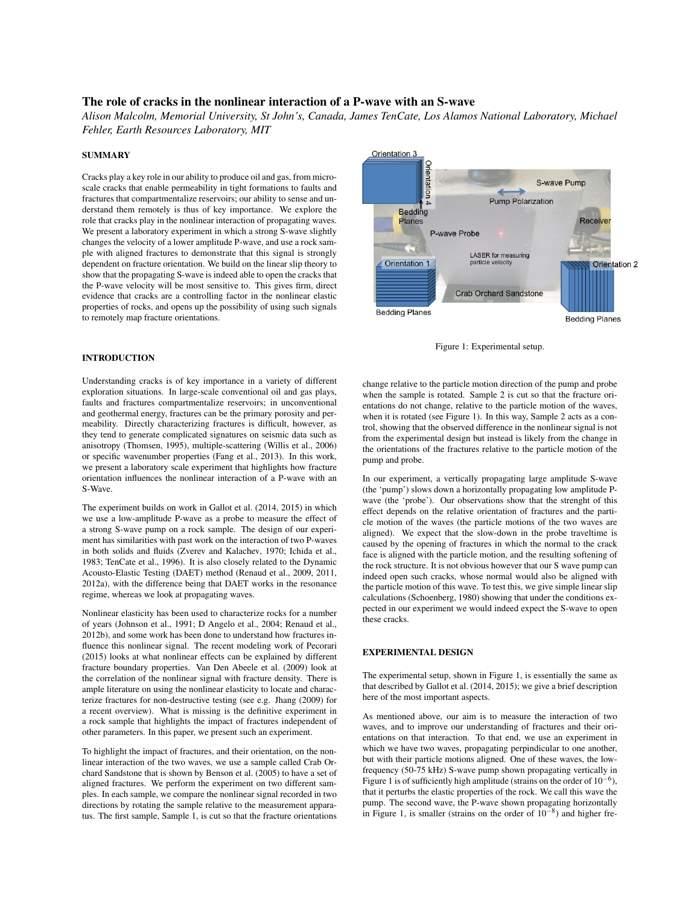# The role of cracks in the nonlinear interaction of a P-wave with an S-wave

*Alison Malcolm, Memorial University, St John's, Canada, James TenCate, Los Alamos National Laboratory, Michael Fehler, Earth Resources Laboratory, MIT*

## SUMMARY

Cracks play a key role in our ability to produce oil and gas, from micro-scale cracks that enable permeability in tight formations to faults and fractures that compartmentalize reservoirs; our ability to sense and understand them remotely is thus of key importance. We explore the role that cracks play in the nonlinear interaction of propagating waves. We present a laboratory experiment in which a strong S-wave slightly changes the velocity of a lower amplitude P-wave, and use a rock sample with aligned fractures to demonstrate that this signal is strongly dependent on fracture orientation. We build on the linear slip theory to show that the propagating S-wave is indeed able to open the cracks that the P-wave velocity will be most sensitive to. This gives firm, direct evidence that cracks are a controlling factor in the nonlinear elastic properties of rocks, and opens up the possibility of using such signals to remotely map fracture orientations.

## INTRODUCTION

Understanding cracks is of key importance in a variety of different exploration situations. In large-scale conventional oil and gas plays, faults and fractures compartmentalize reservoirs; in unconventional and geothermal energy, fractures can be the primary porosity and permeability. Directly characterizing fractures is difficult, however, as they tend to generate complicated signatures on seismic data such as anisotropy (Thomsen, 1995), multiple-scattering (Willis et al., 2006) or specific wavenumber properties (Fang et al., 2013). In this work, we present a laboratory scale experiment that highlights how fracture orientation influences the nonlinear interaction of a P-wave with an S-Wave.

The experiment builds on work in Gallot et al. (2014, 2015) in which we use a low-amplitude P-wave as a probe to measure the effect of a strong S-wave pump on a rock sample. The design of our experiment has similarities with past work on the interaction of two P-waves in both solids and fluids (Zverev and Kalachev, 1970; Ichida et al., 1983; TenCate et al., 1996). It is also closely related to the Dynamic Acousto-Elastic Testing (DAET) method (Renaud et al., 2009, 2011, 2012a), with the difference being that DAET works in the resonance regime, whereas we look at propagating waves.

Nonlinear elasticity has been used to characterize rocks for a number of years (Johnson et al., 1991; D Angelo et al., 2004; Renaud et al., 2012b), and some work has been done to understand how fractures influence this nonlinear signal. The recent modeling work of Pecorari (2015) looks at what nonlinear effects can be explained by different fracture boundary properties. Van Den Abeele et al. (2009) look at the correlation of the nonlinear signal with fracture density. There is ample literature on using the nonlinear elasticity to locate and characterize fractures for non-destructive testing (see e.g. Jhang (2009) for a recent overview). What is missing is the definitive experiment in a rock sample that highlights the impact of fractures independent of other parameters. In this paper, we present such an experiment.

To highlight the impact of fractures, and their orientation, on the nonlinear interaction of the two waves, we use a sample called Crab Orchard Sandstone that is shown by Benson et al. (2005) to have a set of aligned fractures. We perform the experiment on two different samples. In each sample, we compare the nonlinear signal recorded in two directions by rotating the sample relative to the measurement apparatus. The first sample, Sample 1, is cut so that the fracture orientations change relative to the particle motion direction of the pump and probe when the sample is rotated. Sample 2 is cut so that the fracture orientations do not change, relative to the particle motion of the waves, when it is rotated (see Figure 1). In this way, Sample 2 acts as a control, showing that the observed difference in the nonlinear signal is not from the experimental design but instead is likely from the change in the orientations of the fractures relative to the particle motion of the pump and probe.

Figure 1: Experimental setup.

In our experiment, a vertically propagating large amplitude S-wave (the 'pump') slows down a horizontally propagating low amplitude P-wave (the 'probe'). Our observations show that the strenght of this effect depends on the relative orientation of fractures and the particle motion of the waves (the particle motions of the two waves are aligned). We expect that the slow-down in the probe traveltime is caused by the opening of fractures in which the normal to the crack face is aligned with the particle motion, and the resulting softening of the rock structure. It is not obvious however that our S wave pump can indeed open such cracks, whose normal would also be aligned with the particle motion of this wave. To test this, we give simple linear slip calculations (Schoenberg, 1980) showing that under the conditions expected in our experiment we would indeed expect the S-wave to open these cracks.

## EXPERIMENTAL DESIGN

The experimental setup, shown in Figure 1, is essentially the same as that described by Gallot et al. (2014, 2015); we give a brief description here of the most important aspects.

As mentioned above, our aim is to measure the interaction of two waves, and to improve our understanding of fractures and their orientations on that interaction. To that end, we use an experiment in which we have two waves, propagating perpindicular to one another, but with their particle motions aligned. One of these waves, the low-frequency (50-75 kHz) S-wave pump shown propagating vertically in Figure 1 is of sufficiently high amplitude (strains on the order of $10^{-6}$), that it perturbs the elastic properties of the rock. We call this wave the pump. The second wave, the P-wave shown propagating horizontally in Figure 1, is smaller (strains on the order of $10^{-8}$) and higher fre-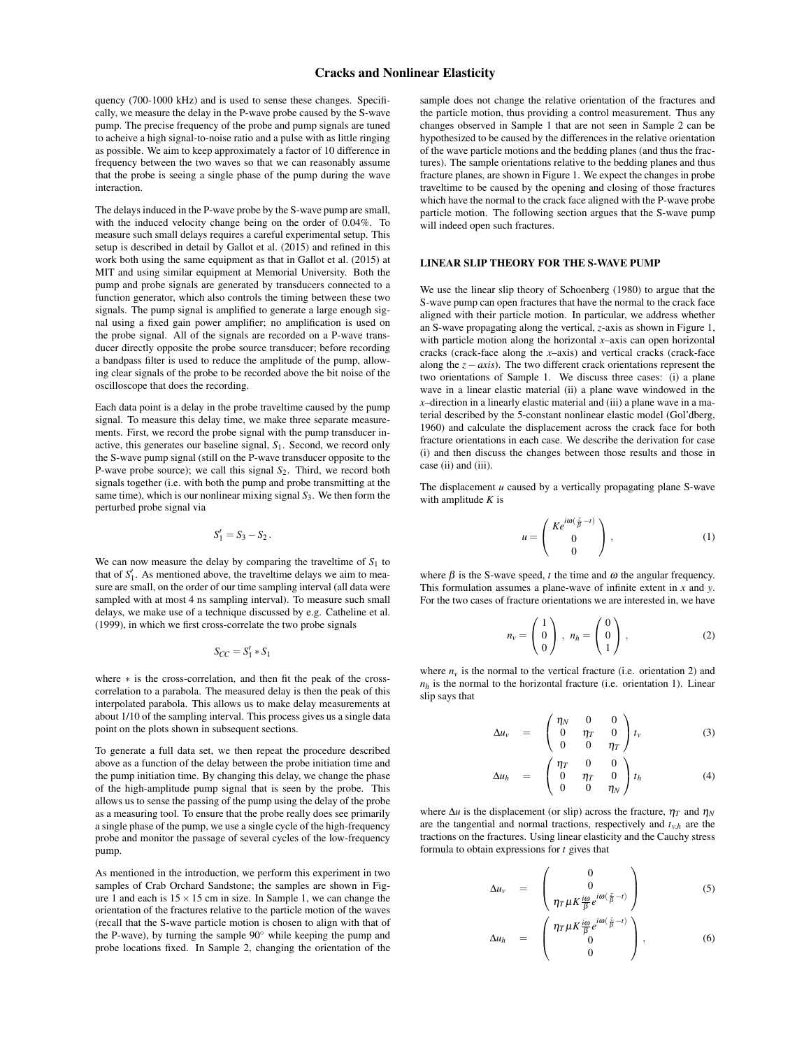quency (700-1000 kHz) and is used to sense these changes. Specifically, we measure the delay in the P-wave probe caused by the S-wave pump. The precise frequency of the probe and pump signals are tuned to acheive a high signal-to-noise ratio and a pulse with as little ringing as possible. We aim to keep approximately a factor of 10 difference in frequency between the two waves so that we can reasonably assume that the probe is seeing a single phase of the pump during the wave interaction.

The delays induced in the P-wave probe by the S-wave pump are small, with the induced velocity change being on the order of 0.04%. To measure such small delays requires a careful experimental setup. This setup is described in detail by Gallot et al. (2015) and refined in this work both using the same equipment as that in Gallot et al. (2015) at MIT and using similar equipment at Memorial University. Both the pump and probe signals are generated by transducers connected to a function generator, which also controls the timing between these two signals. The pump signal is amplified to generate a large enough signal using a fixed gain power amplifier; no amplification is used on the probe signal. All of the signals are recorded on a P-wave transducer directly opposite the probe source transducer; before recording a bandpass filter is used to reduce the amplitude of the pump, allowing clear signals of the probe to be recorded above the bit noise of the oscilloscope that does the recording.

Each data point is a delay in the probe traveltime caused by the pump signal. To measure this delay time, we make three separate measurements. First, we record the probe signal with the pump transducer inactive, this generates our baseline signal, $S_1$. Second, we record only the S-wave pump signal (still on the P-wave transducer opposite to the P-wave probe source); we call this signal $S_2$. Third, we record both signals together (i.e. with both the pump and probe transmitting at the same time), which is our nonlinear mixing signal $S_3$. We then form the perturbed probe signal via

$$S_1' = S_3 - S_2 \,.$$

We can now measure the delay by comparing the traveltime of $S_1$ to that of $S_1'$. As mentioned above, the traveltime delays we aim to measure are small, on the order of our time sampling interval (all data were sampled with at most 4 ns sampling interval). To measure such small delays, we make use of a technique discussed by e.g. Catheline et al. (1999), in which we first cross-correlate the two probe signals

$$S_{CC} = S_1' * S_1$$

where $*$ is the cross-correlation, and then fit the peak of the cross-correlation to a parabola. The measured delay is then the peak of this interpolated parabola. This allows us to make delay measurements at about 1/10 of the sampling interval. This process gives us a single data point on the plots shown in subsequent sections.

To generate a full data set, we then repeat the procedure described above as a function of the delay between the probe initiation time and the pump initiation time. By changing this delay, we change the phase of the high-amplitude pump signal that is seen by the probe. This allows us to sense the passing of the pump using the delay of the probe as a measuring tool. To ensure that the probe really does see primarily a single phase of the pump, we use a single cycle of the high-frequency probe and monitor the passage of several cycles of the low-frequency pump.

As mentioned in the introduction, we perform this experiment in two samples of Crab Orchard Sandstone; the samples are shown in Figure 1 and each is $15 \times 15$ cm in size. In Sample 1, we can change the orientation of the fractures relative to the particle motion of the waves (recall that the S-wave particle motion is chosen to align with that of the P-wave), by turning the sample 90° while keeping the pump and probe locations fixed. In Sample 2, changing the orientation of the sample does not change the relative orientation of the fractures and the particle motion, thus providing a control measurement. Thus any changes observed in Sample 1 that are not seen in Sample 2 can be hypothesized to be caused by the differences in the relative orientation of the wave particle motions and the bedding planes (and thus the fractures). The sample orientations relative to the bedding planes and thus fracture planes, are shown in Figure 1. We expect the changes in probe traveltime to be caused by the opening and closing of those fractures which have the normal to the crack face aligned with the P-wave probe particle motion. The following section argues that the S-wave pump will indeed open such fractures.

## LINEAR SLIP THEORY FOR THE S-WAVE PUMP

We use the linear slip theory of Schoenberg (1980) to argue that the S-wave pump can open fractures that have the normal to the crack face aligned with their particle motion. In particular, we address whether an S-wave propagating along the vertical, $z$-axis as shown in Figure 1, with particle motion along the horizontal $x$–axis can open horizontal cracks (crack-face along the $x$–axis) and vertical cracks (crack-face along the $z-axis$). The two different crack orientations represent the two orientations of Sample 1. We discuss three cases: (i) a plane wave in a linear elastic material (ii) a plane wave windowed in the $x$–direction in a linearly elastic material and (iii) a plane wave in a material described by the 5-constant nonlinear elastic model (Gol'dberg, 1960) and calculate the displacement across the crack face for both fracture orientations in each case. We describe the derivation for case (i) and then discuss the changes between those results and those in case (ii) and (iii).

The displacement $u$ caused by a vertically propagating plane S-wave with amplitude $K$ is

$$u = \begin{pmatrix} Ke^{i\omega(\frac{z}{\beta}-t)} \\ 0 \\ 0 \end{pmatrix}, \tag{1}$$

where $\beta$ is the S-wave speed, $t$ the time and $\omega$ the angular frequency. This formulation assumes a plane-wave of infinite extent in $x$ and $y$. For the two cases of fracture orientations we are interested in, we have

$$n_v = \begin{pmatrix} 1 \\ 0 \\ 0 \end{pmatrix}, \; n_h = \begin{pmatrix} 0 \\ 0 \\ 1 \end{pmatrix}, \tag{2}$$

where $n_v$ is the normal to the vertical fracture (i.e. orientation 2) and $n_h$ is the normal to the horizontal fracture (i.e. orientation 1). Linear slip says that

$$\Delta u_v = \begin{pmatrix} \eta_N & 0 & 0 \\ 0 & \eta_T & 0 \\ 0 & 0 & \eta_T \end{pmatrix} t_v \tag{3}$$

$$\Delta u_h = \begin{pmatrix} \eta_T & 0 & 0 \\ 0 & \eta_T & 0 \\ 0 & 0 & \eta_N \end{pmatrix} t_h \tag{4}$$

where $\Delta u$ is the displacement (or slip) across the fracture, $\eta_T$ and $\eta_N$ are the tangential and normal tractions, respectively and $t_{v,h}$ are the tractions on the fractures. Using linear elasticity and the Cauchy stress formula to obtain expressions for $t$ gives that

$$\Delta u_v = \begin{pmatrix} 0 \\ 0 \\ \eta_T \mu K \frac{i\omega}{\beta} e^{i\omega(\frac{z}{\beta}-t)} \end{pmatrix} \tag{5}$$

$$\Delta u_h = \begin{pmatrix} \eta_T \mu K \frac{i\omega}{\beta} e^{i\omega(\frac{z}{\beta}-t)} \\ 0 \\ 0 \end{pmatrix}, \tag{6}$$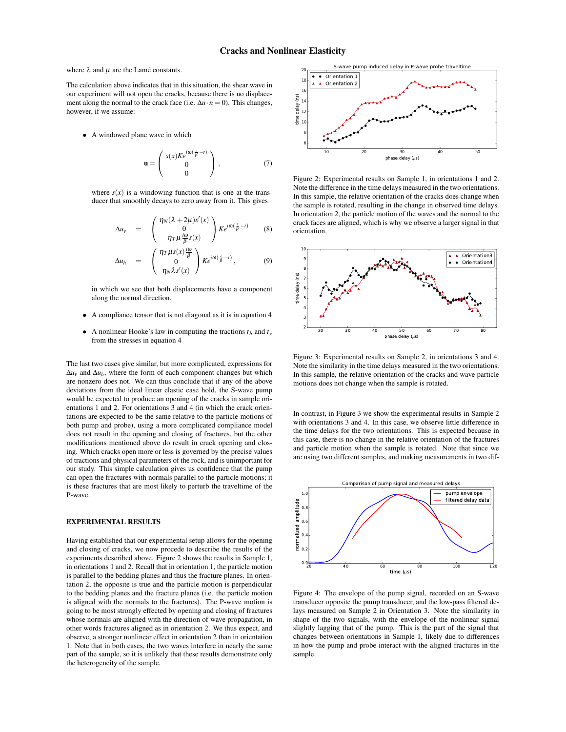where $\lambda$ and $\mu$ are the Lamé constants.

The calculation above indicates that in this situation, the shear wave in our experiment will not open the cracks, because there is no displacement along the normal to the crack face (i.e. $\Delta u \cdot n = 0$). This changes, however, if we assume:

- A windowed plane wave in which

$$\mathbf{u} = \begin{pmatrix} s(x)Ke^{i\omega(\frac{z}{\beta}-t)} \\ 0 \\ 0 \end{pmatrix}, \tag{7}$$

  where $s(x)$ is a windowing function that is one at the transducer that smoothly decays to zero away from it. This gives

$$\Delta u_v = \begin{pmatrix} \eta_N(\lambda+2\mu)s'(x) \\ 0 \\ \eta_T \mu \frac{i\omega}{\beta} s(x) \end{pmatrix} Ke^{i\omega(\frac{z}{\beta}-t)} \tag{8}$$

$$\Delta u_h = \begin{pmatrix} \eta_T \mu s(x) \frac{i\omega}{\beta} \\ 0 \\ \eta_N \lambda s'(x) \end{pmatrix} Ke^{i\omega(\frac{z}{\beta}-t)}, \tag{9}$$

  in which we see that both displacements have a component along the normal direction.

- A compliance tensor that is not diagonal as it is in equation 4

- A nonlinear Hooke's law in computing the tractions $t_h$ and $t_v$ from the stresses in equation 4

The last two cases give similar, but more complicated, expressions for $\Delta u_v$ and $\Delta u_h$, where the form of each component changes but which are nonzero does not. We can thus conclude that if any of the above deviations from the ideal linear elastic case hold, the S-wave pump would be expected to produce an opening of the cracks in sample orientations 1 and 2. For orientations 3 and 4 (in which the crack orientations are expected to be the same relative to the particle motions of both pump and probe), using a more complicated compliance model does not result in the opening and closing of fractures, but the other modifications mentioned above do result in crack opening and closing. Which cracks open more or less is governed by the precise values of tractions and physical parameters of the rock, and is unimportant for our study. This simple calculation gives us confidence that the pump can open the fractures with normals parallel to the particle motions; it is these fractures that are most likely to perturb the traveltime of the P-wave.

## EXPERIMENTAL RESULTS

Having established that our experimental setup allows for the opening and closing of cracks, we now procede to describe the results of the experiments described above. Figure 2 shows the results in Sample 1, in orientations 1 and 2. Recall that in orientation 1, the particle motion is parallel to the bedding planes and thus the fracture planes. In orientation 2, the opposite is true and the particle motion is perpendicular to the bedding planes and the fracture planes (i.e. the particle motion is aligned with the normals to the fractures). The P-wave motion is going to be most strongly effected by opening and closing of fractures whose normals are aligned with the direction of wave propagation, in other words fractures aligned as in orientation 2. We thus expect, and observe, a stronger nonlinear effect in orientation 2 than in orientation 1. Note that in both cases, the two waves interfere in nearly the same part of the sample, so it is unlikely that these results demonstrate only the heterogeneity of the sample.

Figure 2: Experimental results on Sample 1, in orientations 1 and 2. Note the difference in the time delays measured in the two orientations. In this sample, the relative orientation of the cracks does change when the sample is rotated, resulting in the change in observed time delays. In orientation 2, the particle motion of the waves and the normal to the crack faces are aligned, which is why we observe a larger signal in that orientation.

Figure 3: Experimental results on Sample 2, in orientations 3 and 4. Note the similarity in the time delays measured in the two orientations. In this sample, the relative orientation of the cracks and wave particle motions does not change when the sample is rotated.

In contrast, in Figure 3 we show the experimental results in Sample 2 with orientations 3 and 4. In this case, we observe little difference in the time delays for the two orientations. This is expected because in this case, there is no change in the relative orientation of the fractures and particle motion when the sample is rotated. Note that since we are using two different samples, and making measurements in two dif-

Figure 4: The envelope of the pump signal, recorded on an S-wave transducer opposite the pump transducer, and the low-pass filtered delays measured on Sample 2 in Orientation 3. Note the similarity in shape of the two signals, with the envelope of the nonlinear signal slightly lagging that of the pump. This is the part of the signal that changes between orientations in Sample 1, likely due to differences in how the pump and probe interact with the aligned fractures in the sample.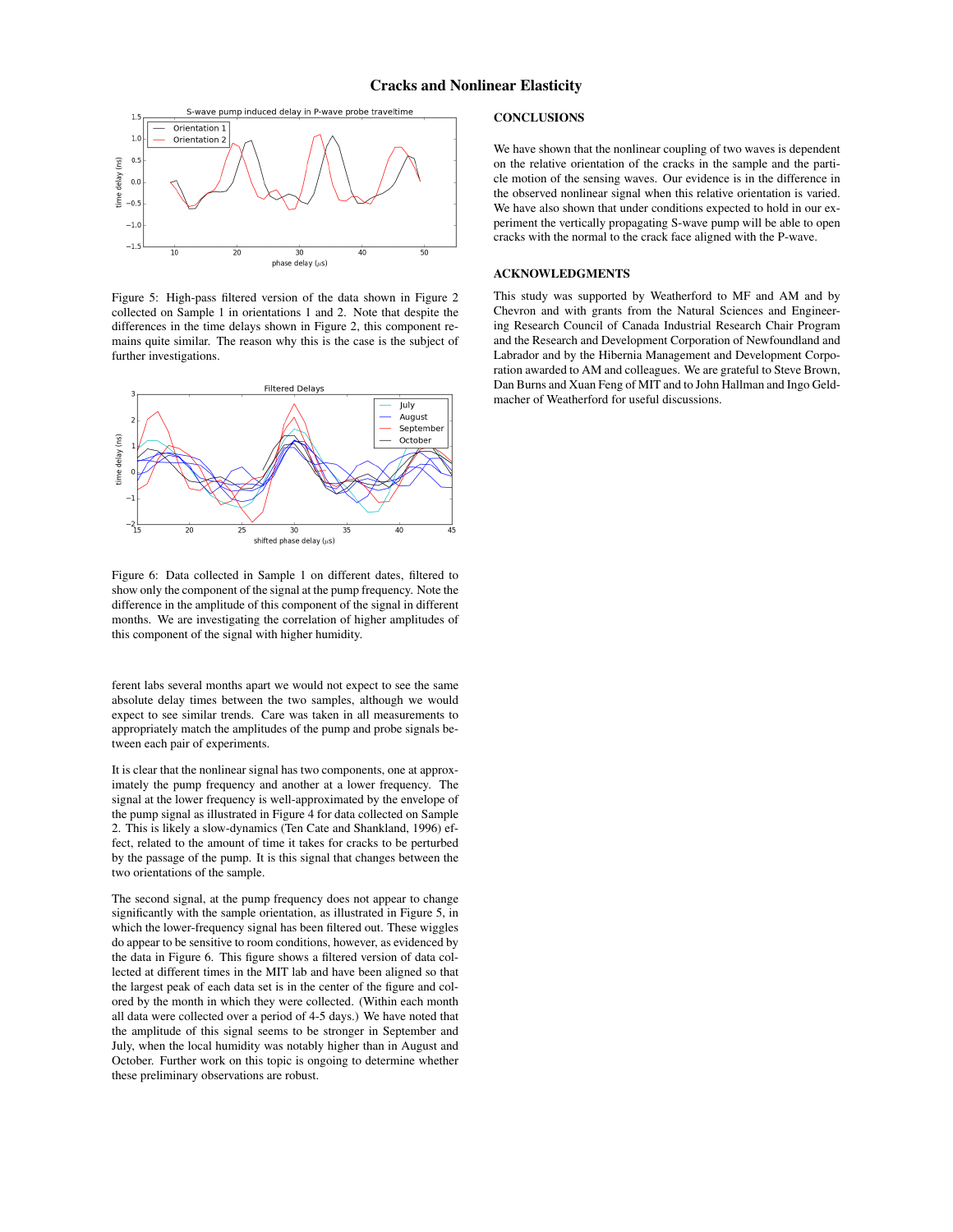S-wave pump induced delay in P-wave probe traveltime

Orientation 1
Orientation 2

time delay (ns)

1.5
1.0
0.5
0.0
−0.5
−1.0
−1.5

10
20
30
40
50

phase delay (μs)

Figure 5: High-pass filtered version of the data shown in Figure 2 collected on Sample 1 in orientations 1 and 2. Note that despite the differences in the time delays shown in Figure 2, this component remains quite similar. The reason why this is the case is the subject of further investigations.

Filtered Delays

July
August
September
October

time delay (ns)

3
2
1
0
−1
−2

15
20
25
30
35
40
45

shifted phase delay (μs)

Figure 6: Data collected in Sample 1 on different dates, filtered to show only the component of the signal at the pump frequency. Note the difference in the amplitude of this component of the signal in different months. We are investigating the correlation of higher amplitudes of this component of the signal with higher humidity.

ferent labs several months apart we would not expect to see the same absolute delay times between the two samples, although we would expect to see similar trends. Care was taken in all measurements to appropriately match the amplitudes of the pump and probe signals between each pair of experiments.

It is clear that the nonlinear signal has two components, one at approximately the pump frequency and another at a lower frequency. The signal at the lower frequency is well-approximated by the envelope of the pump signal as illustrated in Figure 4 for data collected on Sample 2. This is likely a slow-dynamics (Ten Cate and Shankland, 1996) effect, related to the amount of time it takes for cracks to be perturbed by the passage of the pump. It is this signal that changes between the two orientations of the sample.

The second signal, at the pump frequency does not appear to change significantly with the sample orientation, as illustrated in Figure 5, in which the lower-frequency signal has been filtered out. These wiggles do appear to be sensitive to room conditions, however, as evidenced by the data in Figure 6. This figure shows a filtered version of data collected at different times in the MIT lab and have been aligned so that the largest peak of each data set is in the center of the figure and colored by the month in which they were collected. (Within each month all data were collected over a period of 4-5 days.) We have noted that the amplitude of this signal seems to be stronger in September and July, when the local humidity was notably higher than in August and October. Further work on this topic is ongoing to determine whether these preliminary observations are robust.

## CONCLUSIONS

We have shown that the nonlinear coupling of two waves is dependent on the relative orientation of the cracks in the sample and the particle motion of the sensing waves. Our evidence is in the difference in the observed nonlinear signal when this relative orientation is varied. We have also shown that under conditions expected to hold in our experiment the vertically propagating S-wave pump will be able to open cracks with the normal to the crack face aligned with the P-wave.

## ACKNOWLEDGMENTS

This study was supported by Weatherford to MF and AM and by Chevron and with grants from the Natural Sciences and Engineering Research Council of Canada Industrial Research Chair Program and the Research and Development Corporation of Newfoundland and Labrador and by the Hibernia Management and Development Corporation awarded to AM and colleagues. We are grateful to Steve Brown, Dan Burns and Xuan Feng of MIT and to John Hallman and Ingo Geldmacher of Weatherford for useful discussions.